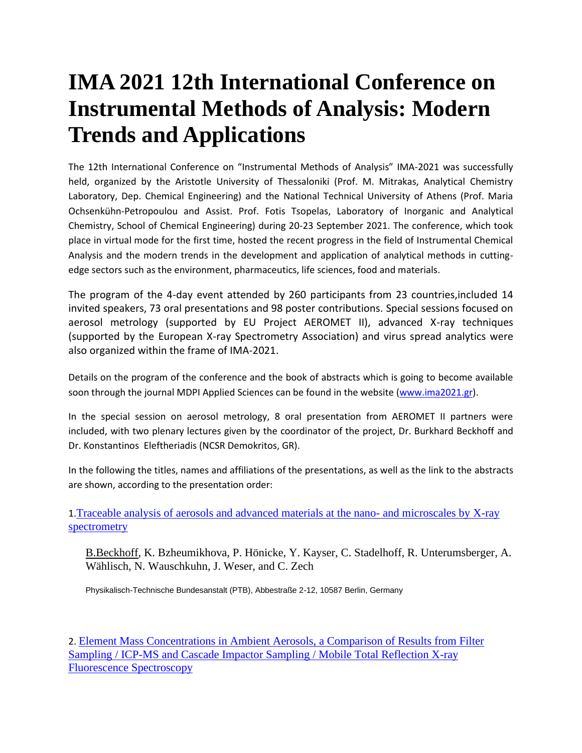# IMA 2021 12th International Conference on Instrumental Methods of Analysis: Modern Trends and Applications

The 12th International Conference on "Instrumental Methods of Analysis" IMA-2021 was successfully held, organized by the Aristotle University of Thessaloniki (Prof. M. Mitrakas, Analytical Chemistry Laboratory, Dep. Chemical Engineering) and the National Technical University of Athens (Prof. Maria Ochsenkühn-Petropoulou and Assist. Prof. Fotis Tsopelas, Laboratory of Inorganic and Analytical Chemistry, School of Chemical Engineering) during 20-23 September 2021. The conference, which took place in virtual mode for the first time, hosted the recent progress in the field of Instrumental Chemical Analysis and the modern trends in the development and application of analytical methods in cutting-edge sectors such as the environment, pharmaceutics, life sciences, food and materials.

The program of the 4-day event attended by 260 participants from 23 countries,included 14 invited speakers, 73 oral presentations and 98 poster contributions. Special sessions focused on aerosol metrology (supported by EU Project AEROMET II), advanced X-ray techniques (supported by the European X-ray Spectrometry Association) and virus spread analytics were also organized within the frame of IMA-2021.

Details on the program of the conference and the book of abstracts which is going to become available soon through the journal MDPI Applied Sciences can be found in the website (www.ima2021.gr).

In the special session on aerosol metrology, 8 oral presentation from AEROMET II partners were included, with two plenary lectures given by the coordinator of the project, Dr. Burkhard Beckhoff and Dr. Konstantinos Eleftheriadis (NCSR Demokritos, GR).

In the following the titles, names and affiliations of the presentations, as well as the link to the abstracts are shown, according to the presentation order:

1. Traceable analysis of aerosols and advanced materials at the nano- and microscales by X-ray spectrometry

   B.Beckhoff, K. Bzheumikhova, P. Hönicke, Y. Kayser, C. Stadelhoff, R. Unterumsberger, A. Wählisch, N. Wauschkuhn, J. Weser, and C. Zech

   Physikalisch-Technische Bundesanstalt (PTB), Abbestraße 2-12, 10587 Berlin, Germany

2. Element Mass Concentrations in Ambient Aerosols, a Comparison of Results from Filter Sampling / ICP-MS and Cascade Impactor Sampling / Mobile Total Reflection X-ray Fluorescence Spectroscopy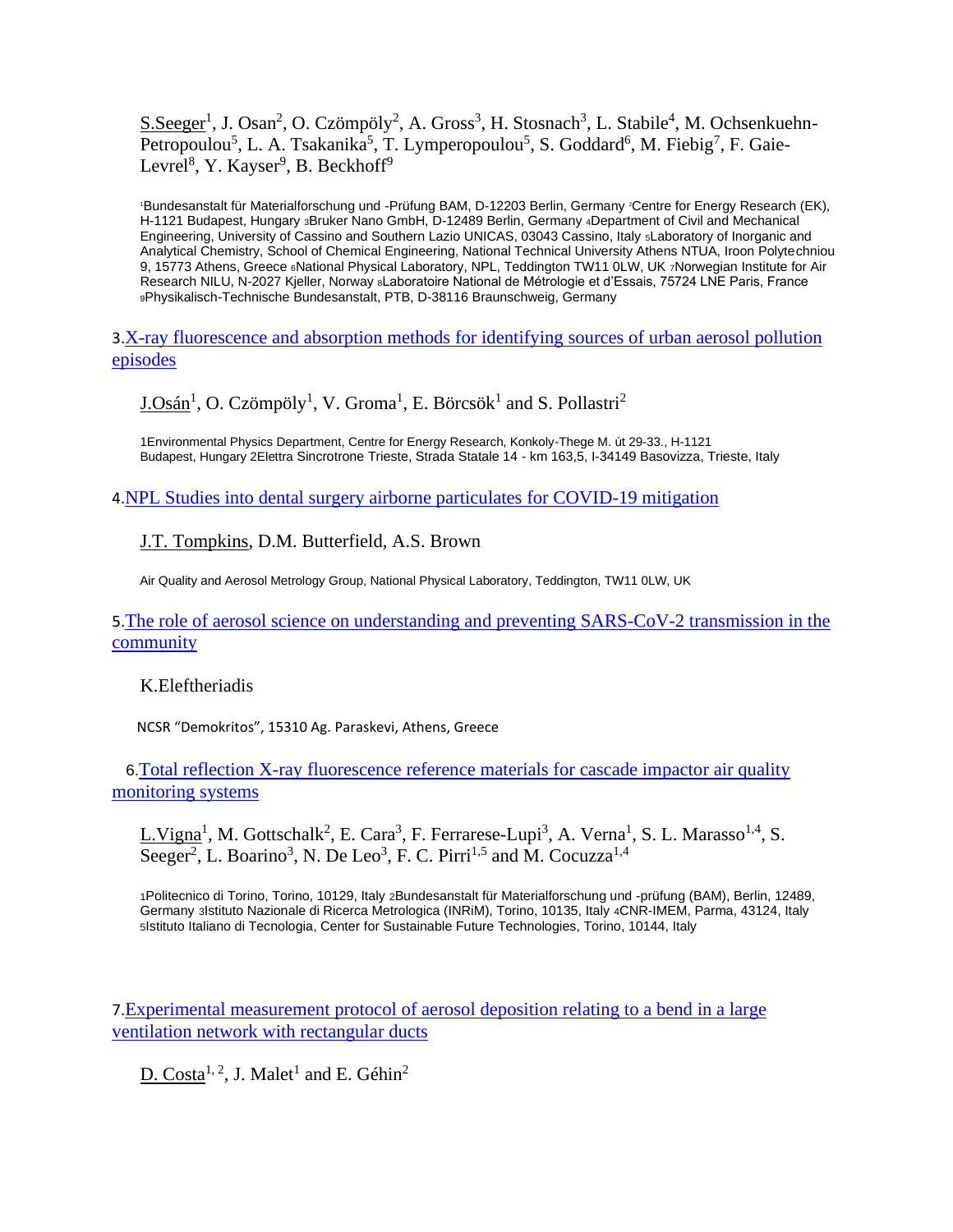S.Seeger[1], J. Osan[2], O. Czömpöly[2], A. Gross[3], H. Stosnach[3], L. Stabile[4], M. Ochsenkuehn-Petropoulou[5], L. A. Tsakanika[5], T. Lymperopoulou[5], S. Goddard[6], M. Fiebig[7], F. Gaie-Levrel[8], Y. Kayser[9], B. Beckhoff[9]

[1]Bundesanstalt für Materialforschung und -Prüfung BAM, D-12203 Berlin, Germany [2]Centre for Energy Research (EK), H-1121 Budapest, Hungary [3]Bruker Nano GmbH, D-12489 Berlin, Germany [4]Department of Civil and Mechanical Engineering, University of Cassino and Southern Lazio UNICAS, 03043 Cassino, Italy [5]Laboratory of Inorganic and Analytical Chemistry, School of Chemical Engineering, National Technical University Athens NTUA, Iroon Polytechniou 9, 15773 Athens, Greece [6]National Physical Laboratory, NPL, Teddington TW11 0LW, UK [7]Norwegian Institute for Air Research NILU, N-2027 Kjeller, Norway [8]Laboratoire National de Métrologie et d'Essais, 75724 LNE Paris, France [9]Physikalisch-Technische Bundesanstalt, PTB, D-38116 Braunschweig, Germany

3. X-ray fluorescence and absorption methods for identifying sources of urban aerosol pollution episodes

J.Osán[1], O. Czömpöly[1], V. Groma[1], E. Börcsök[1] and S. Pollastri[2]

1Environmental Physics Department, Centre for Energy Research, Konkoly-Thege M. út 29-33., H-1121 Budapest, Hungary 2Elettra Sincrotrone Trieste, Strada Statale 14 - km 163,5, I-34149 Basovizza, Trieste, Italy

4. NPL Studies into dental surgery airborne particulates for COVID-19 mitigation

J.T. Tompkins, D.M. Butterfield, A.S. Brown

Air Quality and Aerosol Metrology Group, National Physical Laboratory, Teddington, TW11 0LW, UK

5. The role of aerosol science on understanding and preventing SARS-CoV-2 transmission in the community

K.Eleftheriadis

NCSR "Demokritos", 15310 Ag. Paraskevi, Athens, Greece

6. Total reflection X-ray fluorescence reference materials for cascade impactor air quality monitoring systems

L.Vigna[1], M. Gottschalk[2], E. Cara[3], F. Ferrarese-Lupi[3], A. Verna[1], S. L. Marasso[1,4], S. Seeger[2], L. Boarino[3], N. De Leo[3], F. C. Pirri[1,5] and M. Cocuzza[1,4]

[1]Politecnico di Torino, Torino, 10129, Italy [2]Bundesanstalt für Materialforschung und -prüfung (BAM), Berlin, 12489, Germany [3]Istituto Nazionale di Ricerca Metrologica (INRiM), Torino, 10135, Italy [4]CNR-IMEM, Parma, 43124, Italy [5]Istituto Italiano di Tecnologia, Center for Sustainable Future Technologies, Torino, 10144, Italy

7. Experimental measurement protocol of aerosol deposition relating to a bend in a large ventilation network with rectangular ducts

D. Costa[1, 2], J. Malet[1] and E. Géhin[2]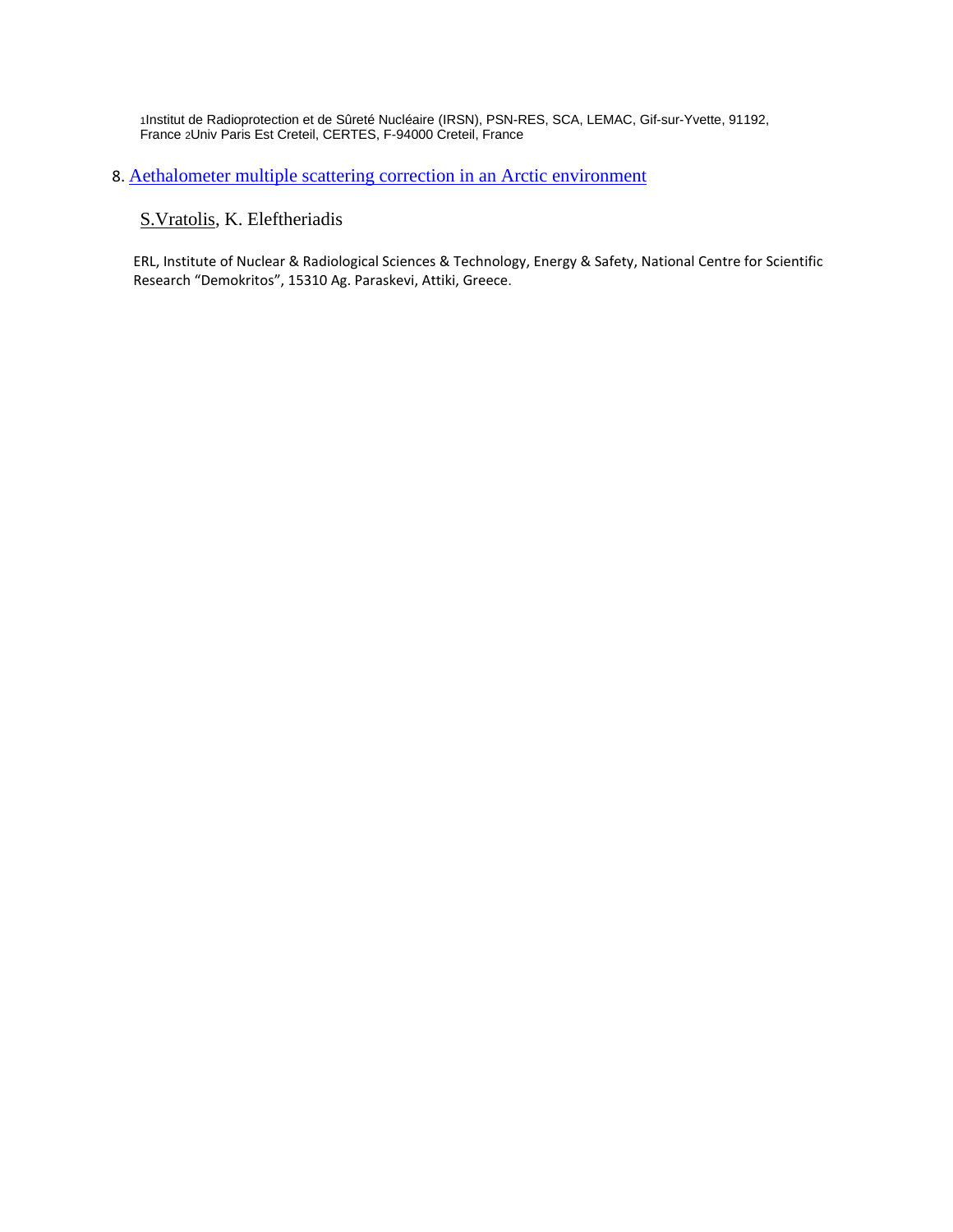[1]Institut de Radioprotection et de Sûreté Nucléaire (IRSN), PSN-RES, SCA, LEMAC, Gif-sur-Yvette, 91192, France [2]Univ Paris Est Creteil, CERTES, F-94000 Creteil, France

8. Aethalometer multiple scattering correction in an Arctic environment

S.Vratolis, K. Eleftheriadis

ERL, Institute of Nuclear & Radiological Sciences & Technology, Energy & Safety, National Centre for Scientific Research "Demokritos", 15310 Ag. Paraskevi, Attiki, Greece.